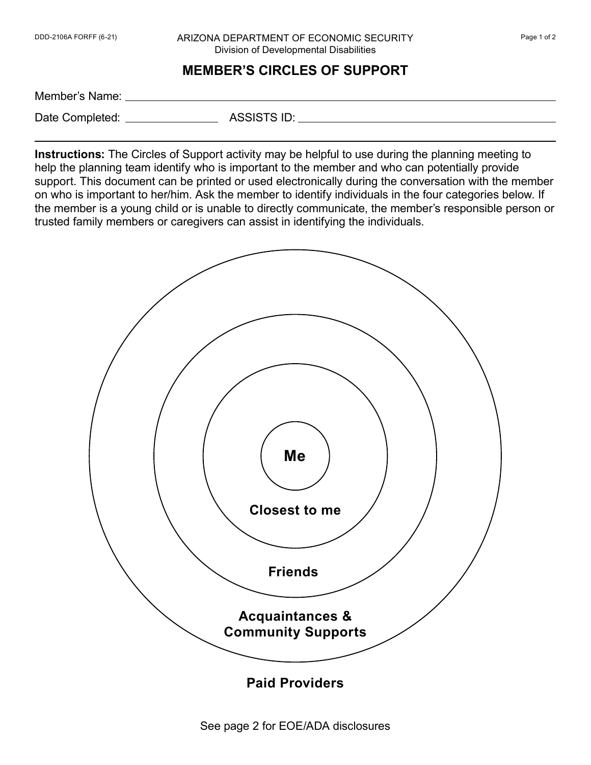ARIZONA DEPARTMENT OF ECONOMIC SECURITY
Division of Developmental Disabilities

# MEMBER'S CIRCLES OF SUPPORT

Member's Name: ______________________________

Date Completed: ______________ ASSISTS ID: ______________________________

**Instructions:** The Circles of Support activity may be helpful to use during the planning meeting to help the planning team identify who is important to the member and who can potentially provide support. This document can be printed or used electronically during the conversation with the member on who is important to her/him. Ask the member to identify individuals in the four categories below. If the member is a young child or is unable to directly communicate, the member's responsible person or trusted family members or caregivers can assist in identifying the individuals.

**Me**

**Closest to me**

**Friends**

**Acquaintances & Community Supports**

**Paid Providers**

See page 2 for EOE/ADA disclosures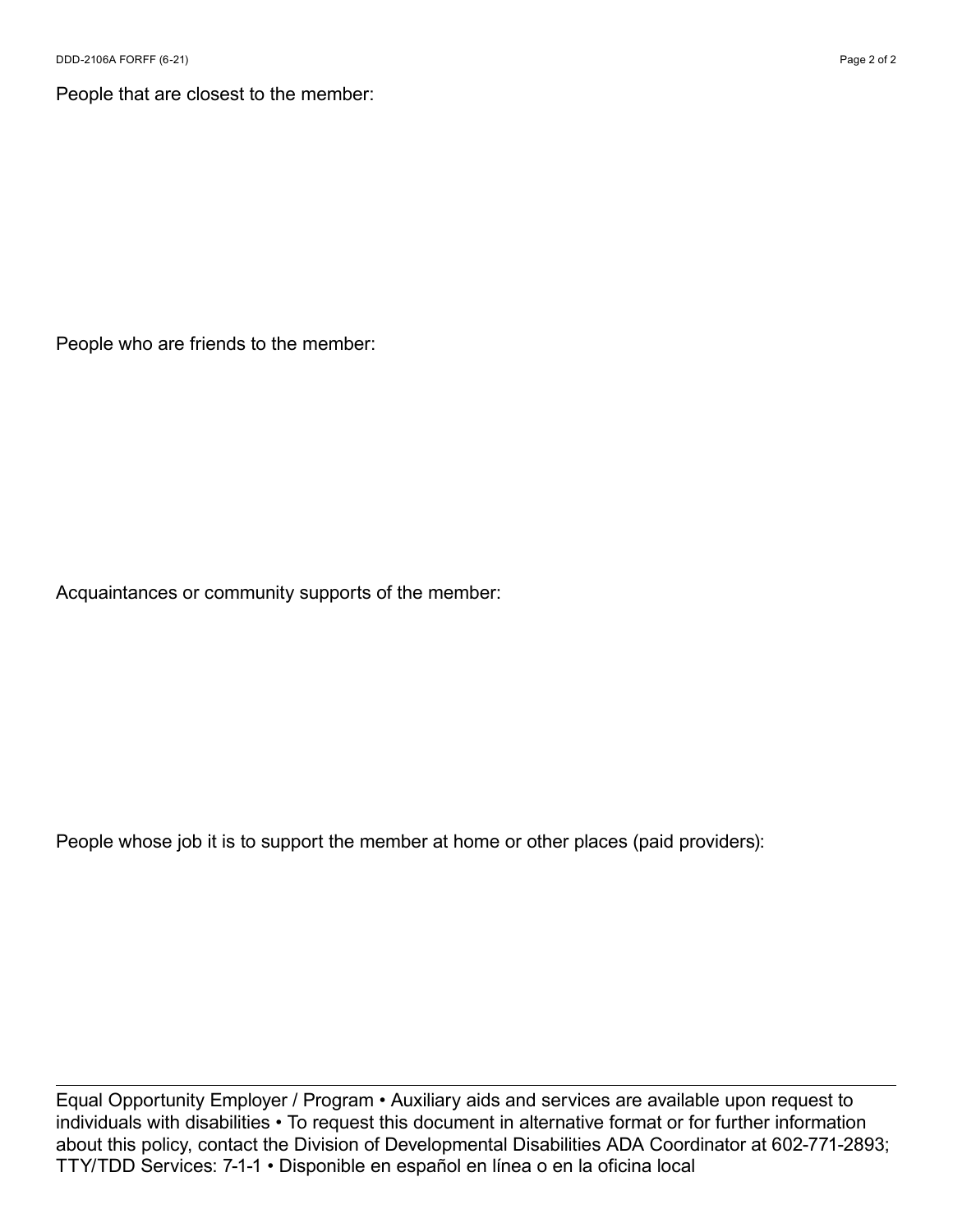People that are closest to the member:

People who are friends to the member:

Acquaintances or community supports of the member:

People whose job it is to support the member at home or other places (paid providers):

Equal Opportunity Employer / Program • Auxiliary aids and services are available upon request to individuals with disabilities • To request this document in alternative format or for further information about this policy, contact the Division of Developmental Disabilities ADA Coordinator at 602-771-2893; TTY/TDD Services: 7-1-1 • Disponible en español en línea o en la oficina local